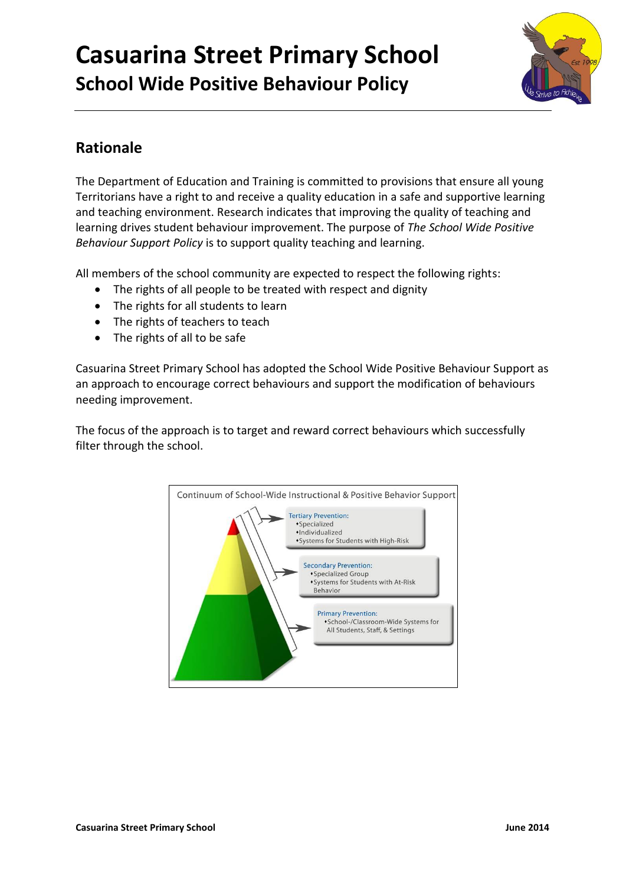# Casuarina Street Primary School

## School Wide Positive Behaviour Policy

## Rationale

The Department of Education and Training is committed to provisions that ensure all young Territorians have a right to and receive a quality education in a safe and supportive learning and teaching environment. Research indicates that improving the quality of teaching and learning drives student behaviour improvement. The purpose of *The School Wide Positive Behaviour Support Policy* is to support quality teaching and learning.

All members of the school community are expected to respect the following rights:

- The rights of all people to be treated with respect and dignity
- The rights for all students to learn
- The rights of teachers to teach
- The rights of all to be safe

Casuarina Street Primary School has adopted the School Wide Positive Behaviour Support as an approach to encourage correct behaviours and support the modification of behaviours needing improvement.

The focus of the approach is to target and reward correct behaviours which successfully filter through the school.

Continuum of School-Wide Instructional & Positive Behavior Support

Tertiary Prevention:
- Specialized
- Individualized
- Systems for Students with High-Risk

Secondary Prevention:
- Specialized Group
- Systems for Students with At-Risk Behavior

Primary Prevention:
- School-/Classroom-Wide Systems for All Students, Staff, & Settings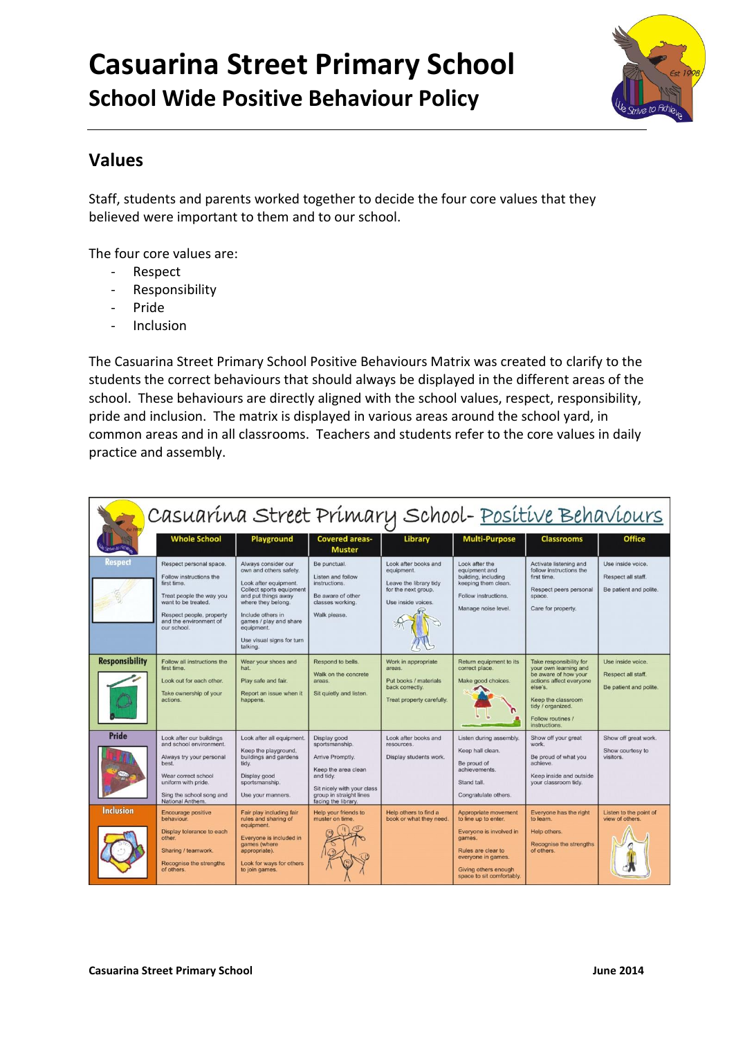# Casuarina Street Primary School

## School Wide Positive Behaviour Policy

## Values

Staff, students and parents worked together to decide the four core values that they believed were important to them and to our school.

The four core values are:

- Respect
- Responsibility
- Pride
- Inclusion

The Casuarina Street Primary School Positive Behaviours Matrix was created to clarify to the students the correct behaviours that should always be displayed in the different areas of the school. These behaviours are directly aligned with the school values, respect, responsibility, pride and inclusion. The matrix is displayed in various areas around the school yard, in common areas and in all classrooms. Teachers and students refer to the core values in daily practice and assembly.

### Casuarina Street Primary School- Positive Behaviours

| | Whole School | Playground | Covered areas- Muster | Library | Multi-Purpose | Classrooms | Office |
|---|---|---|---|---|---|---|---|
| **Respect** | Respect personal space.<br>Follow instructions the first time.<br>Treat people the way you want to be treated.<br>Respect people, property and the environment of our school. | Always consider our own and others safety.<br>Look after equipment. Collect sports equipment and put things away where they belong.<br>Include others in games / play and share equipment.<br>Use visual signs for turn talking. | Be punctual.<br>Listen and follow instructions.<br>Be aware of other classes working.<br>Walk please. | Look after books and equipment.<br>Leave the library tidy for the next group.<br>Use inside voices. | Look after the equipment and building, including keeping them clean.<br>Follow instructions.<br>Manage noise level. | Activate listening and follow instructions the first time.<br>Respect peers personal space.<br>Care for property. | Use inside voice.<br>Respect all staff.<br>Be patient and polite. |
| **Responsibility** | Follow all instructions the first time.<br>Look out for each other.<br>Take ownership of your actions. | Wear your shoes and hat.<br>Play safe and fair.<br>Report an issue when it happens. | Respond to bells.<br>Walk on the concrete areas.<br>Sit quietly and listen. | Work in appropriate areas.<br>Put books / materials back correctly.<br>Treat property carefully. | Return equipment to its correct place.<br>Make good choices. | Take responsibility for your own learning and be aware of how your actions affect everyone else's.<br>Keep the classroom tidy / organized.<br>Follow routines / instructions. | Use inside voice.<br>Respect all staff.<br>Be patient and polite. |
| **Pride** | Look after our buildings and school environment.<br>Always try your personal best.<br>Wear correct school uniform with pride.<br>Sing the school song and National Anthem. | Look after all equipment.<br>Keep the playground, buildings and gardens tidy.<br>Display good sportsmanship. | Display good sportsmanship.<br>Arrive Promptly.<br>Keep the area clean and tidy.<br>Sit nicely with your class group in straight lines facing the library. | Look after books and resources.<br>Display students work. | Listen during assembly.<br>Keep hall clean.<br>Be proud of achievements.<br>Stand tall.<br>Congratulate others. | Show off your great work.<br>Be proud of what you achieve.<br>Keep inside and outside your classroom tidy. | Show off great work.<br>Show courtesy to visitors. |
| **Inclusion** | Encourage positive behaviour.<br>Display tolerance to each other.<br>Sharing / teamwork.<br>Recognise the strengths of others. | Fair play including fair rules and sharing of equipment.<br>Everyone is included in games (where appropriate).<br>Look for ways for others to join games. | Help your friends to muster on time. | Help others to find a book or what they need. | Appropriate movement to line up to enter.<br>Everyone is involved in games.<br>Rules are clear to everyone in games.<br>Giving others enough space to sit comfortably. | Everyone has the right to learn.<br>Help others.<br>Recognise the strengths of others. | Listen to the point of view of others. |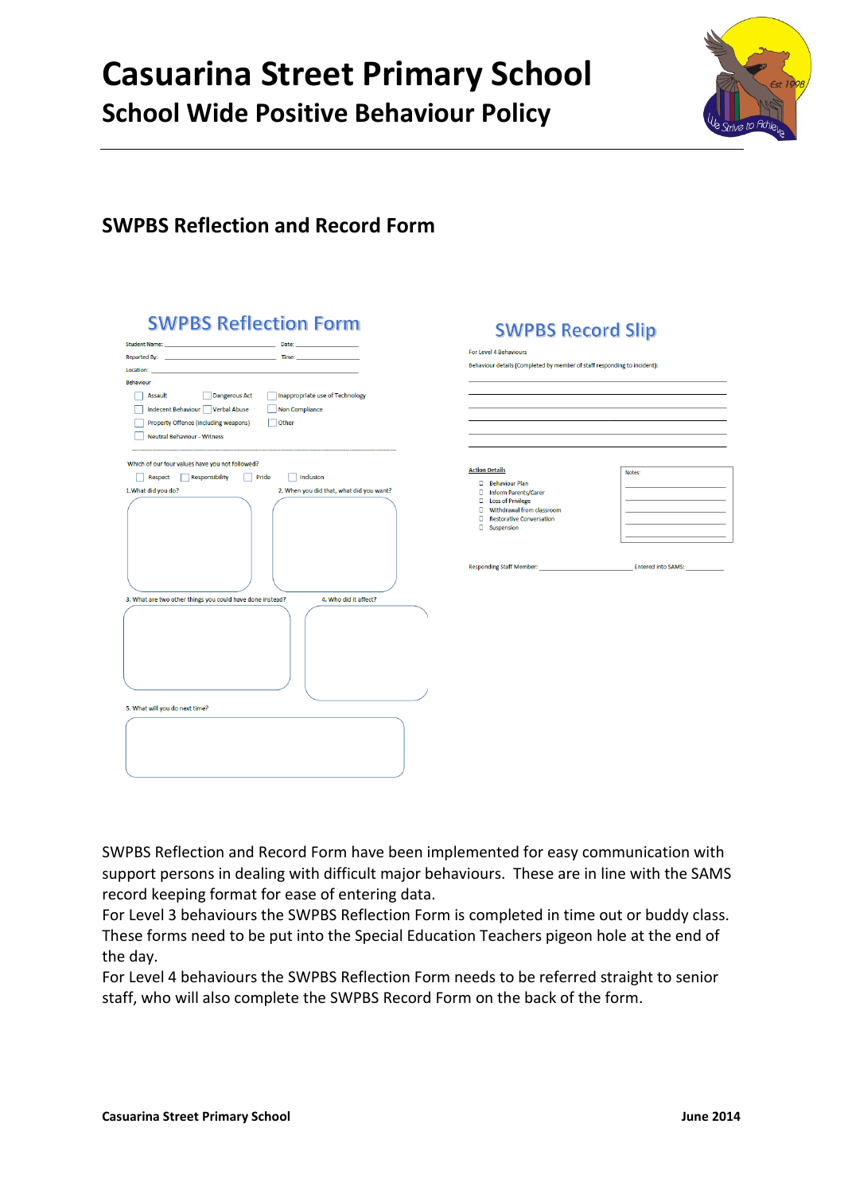# Casuarina Street Primary School

## School Wide Positive Behaviour Policy

## SWPBS Reflection and Record Form

### SWPBS Reflection Form

Student Name: ______________________ Date: __________

Reported By: ______________________ Time: __________

Location: ______________________

Behaviour

- ☐ Assault
- ☐ Dangerous Act
- ☐ Inappropriate use of Technology
- ☐ Indecent Behaviour
- ☐ Verbal Abuse
- ☐ Non Compliance
- ☐ Property Offence (including weapons)
- ☐ Other
- ☐ Neutral Behaviour - Witness

Which of our four values have you not followed?

- ☐ Respect
- ☐ Responsibility
- ☐ Pride
- ☐ Inclusion

1. What did you do?

2. When you did that, what did you want?

3. What are two other things you could have done instead?

4. Who did it affect?

5. What will you do next time?

### SWPBS Record Slip

For Level 4 Behaviours

Behaviour details (Completed by member of staff responding to incident):

______________________________

**Action Details**

- ☐ Behaviour Plan
- ☐ Inform Parents/Carer
- ☐ Loss of Privilege
- ☐ Withdrawal from classroom
- ☐ Restorative Conversation
- ☐ Suspension

Notes:

Responding Staff Member: ______________________ Entered into SAMS: __________

SWPBS Reflection and Record Form have been implemented for easy communication with support persons in dealing with difficult major behaviours. These are in line with the SAMS record keeping format for ease of entering data.

For Level 3 behaviours the SWPBS Reflection Form is completed in time out or buddy class. These forms need to be put into the Special Education Teachers pigeon hole at the end of the day.

For Level 4 behaviours the SWPBS Reflection Form needs to be referred straight to senior staff, who will also complete the SWPBS Record Form on the back of the form.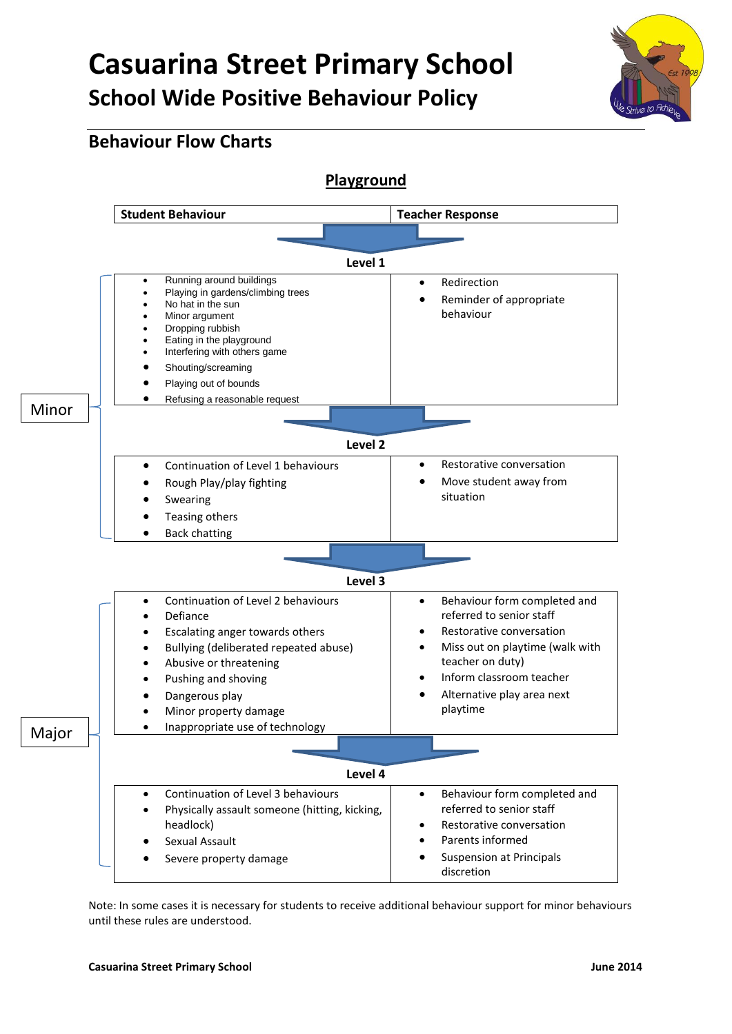# Casuarina Street Primary School

## School Wide Positive Behaviour Policy

### Behaviour Flow Charts

#### Playground

| | Student Behaviour | Teacher Response |
|---|---|---|
| | **Level 1** | |
| Minor | • Running around buildings<br>• Playing in gardens/climbing trees<br>• No hat in the sun<br>• Minor argument<br>• Dropping rubbish<br>• Eating in the playground<br>• Interfering with others game<br>• Shouting/screaming<br>• Playing out of bounds<br>• Refusing a reasonable request | • Redirection<br>• Reminder of appropriate behaviour |
| | **Level 2** | |
| Minor | • Continuation of Level 1 behaviours<br>• Rough Play/play fighting<br>• Swearing<br>• Teasing others<br>• Back chatting | • Restorative conversation<br>• Move student away from situation |
| | **Level 3** | |
| Major | • Continuation of Level 2 behaviours<br>• Defiance<br>• Escalating anger towards others<br>• Bullying (deliberated repeated abuse)<br>• Abusive or threatening<br>• Pushing and shoving<br>• Dangerous play<br>• Minor property damage<br>• Inappropriate use of technology | • Behaviour form completed and referred to senior staff<br>• Restorative conversation<br>• Miss out on playtime (walk with teacher on duty)<br>• Inform classroom teacher<br>• Alternative play area next playtime |
| | **Level 4** | |
| Major | • Continuation of Level 3 behaviours<br>• Physically assault someone (hitting, kicking, headlock)<br>• Sexual Assault<br>• Severe property damage | • Behaviour form completed and referred to senior staff<br>• Restorative conversation<br>• Parents informed<br>• Suspension at Principals discretion |

Note: In some cases it is necessary for students to receive additional behaviour support for minor behaviours until these rules are understood.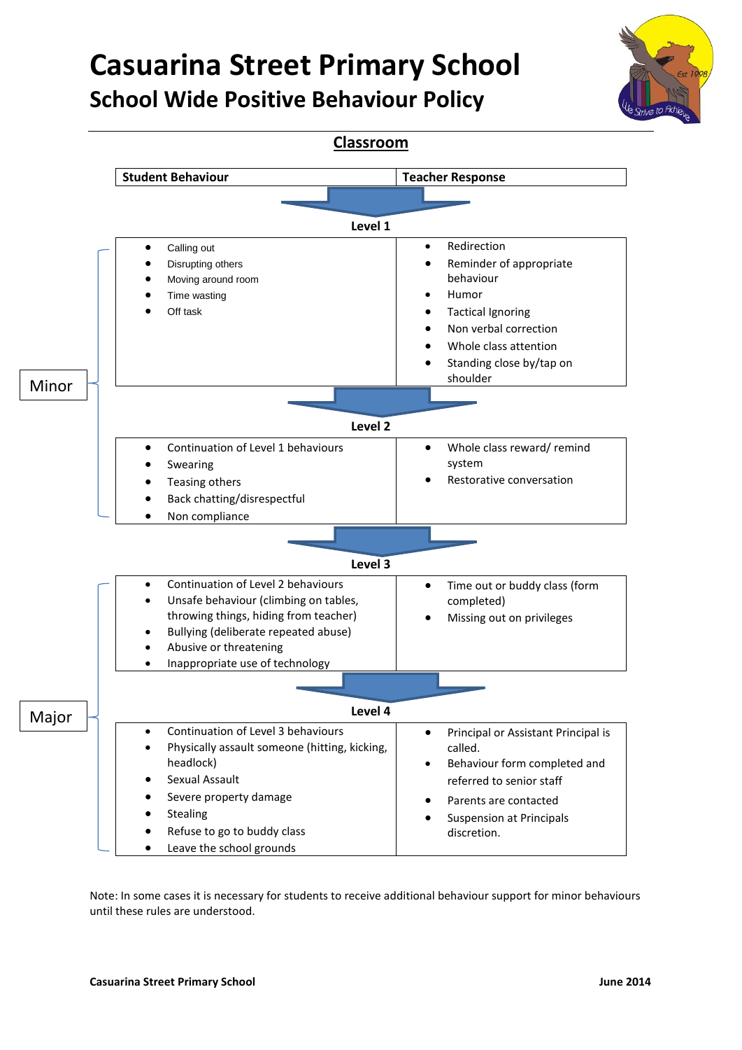# Casuarina Street Primary School

## School Wide Positive Behaviour Policy

### Classroom

| | Student Behaviour | Teacher Response |
|---|---|---|
| | **Level 1** | |
| Minor | • Calling out<br>• Disrupting others<br>• Moving around room<br>• Time wasting<br>• Off task | • Redirection<br>• Reminder of appropriate behaviour<br>• Humor<br>• Tactical Ignoring<br>• Non verbal correction<br>• Whole class attention<br>• Standing close by/tap on shoulder |
| | **Level 2** | |
| Minor | • Continuation of Level 1 behaviours<br>• Swearing<br>• Teasing others<br>• Back chatting/disrespectful<br>• Non compliance | • Whole class reward/ remind system<br>• Restorative conversation |
| | **Level 3** | |
| Major | • Continuation of Level 2 behaviours<br>• Unsafe behaviour (climbing on tables, throwing things, hiding from teacher)<br>• Bullying (deliberate repeated abuse)<br>• Abusive or threatening<br>• Inappropriate use of technology | • Time out or buddy class (form completed)<br>• Missing out on privileges |
| | **Level 4** | |
| Major | • Continuation of Level 3 behaviours<br>• Physically assault someone (hitting, kicking, headlock)<br>• Sexual Assault<br>• Severe property damage<br>• Stealing<br>• Refuse to go to buddy class<br>• Leave the school grounds | • Principal or Assistant Principal is called.<br>• Behaviour form completed and referred to senior staff<br>• Parents are contacted<br>• Suspension at Principals discretion. |

Note: In some cases it is necessary for students to receive additional behaviour support for minor behaviours until these rules are understood.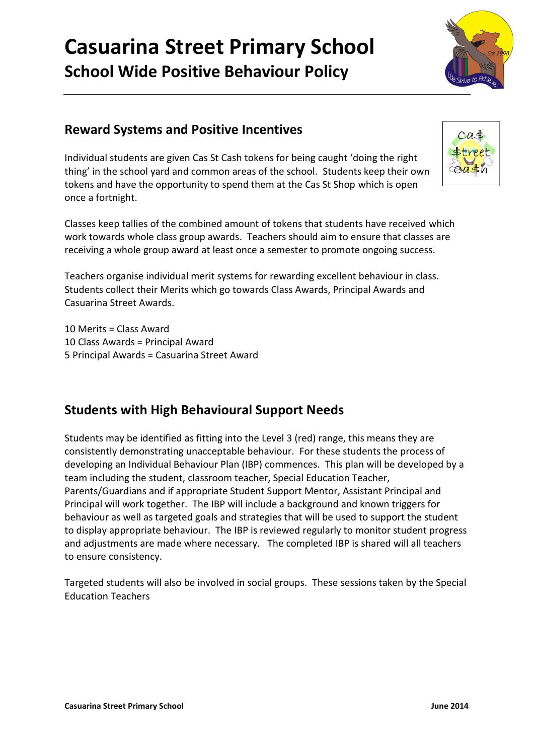# Casuarina Street Primary School

## School Wide Positive Behaviour Policy

## Reward Systems and Positive Incentives

Individual students are given Cas St Cash tokens for being caught 'doing the right thing' in the school yard and common areas of the school. Students keep their own tokens and have the opportunity to spend them at the Cas St Shop which is open once a fortnight.

Classes keep tallies of the combined amount of tokens that students have received which work towards whole class group awards. Teachers should aim to ensure that classes are receiving a whole group award at least once a semester to promote ongoing success.

Teachers organise individual merit systems for rewarding excellent behaviour in class. Students collect their Merits which go towards Class Awards, Principal Awards and Casuarina Street Awards.

10 Merits = Class Award
10 Class Awards = Principal Award
5 Principal Awards = Casuarina Street Award

## Students with High Behavioural Support Needs

Students may be identified as fitting into the Level 3 (red) range, this means they are consistently demonstrating unacceptable behaviour. For these students the process of developing an Individual Behaviour Plan (IBP) commences. This plan will be developed by a team including the student, classroom teacher, Special Education Teacher, Parents/Guardians and if appropriate Student Support Mentor, Assistant Principal and Principal will work together. The IBP will include a background and known triggers for behaviour as well as targeted goals and strategies that will be used to support the student to display appropriate behaviour. The IBP is reviewed regularly to monitor student progress and adjustments are made where necessary. The completed IBP is shared will all teachers to ensure consistency.

Targeted students will also be involved in social groups. These sessions taken by the Special Education Teachers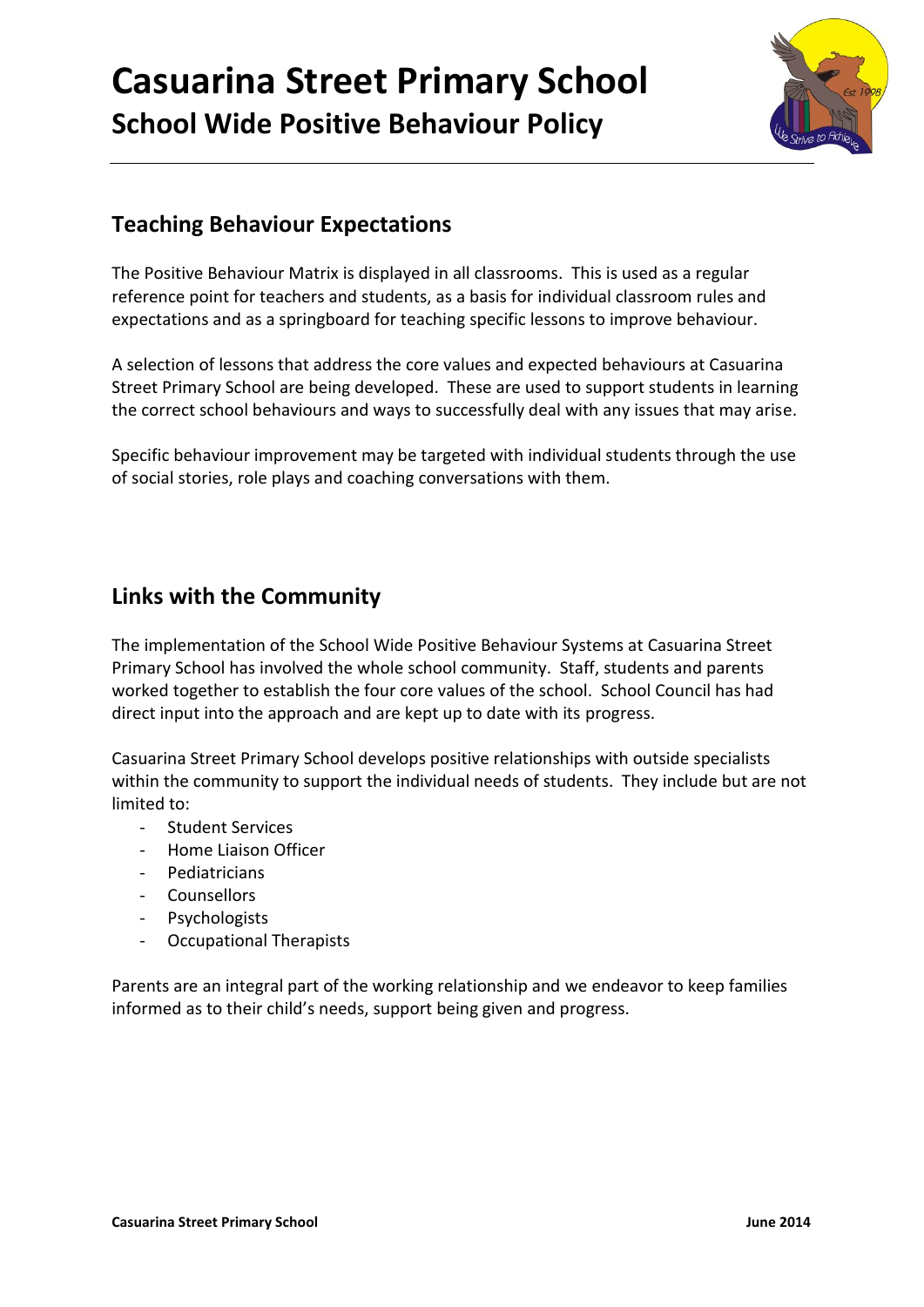## Teaching Behaviour Expectations

The Positive Behaviour Matrix is displayed in all classrooms. This is used as a regular reference point for teachers and students, as a basis for individual classroom rules and expectations and as a springboard for teaching specific lessons to improve behaviour.

A selection of lessons that address the core values and expected behaviours at Casuarina Street Primary School are being developed. These are used to support students in learning the correct school behaviours and ways to successfully deal with any issues that may arise.

Specific behaviour improvement may be targeted with individual students through the use of social stories, role plays and coaching conversations with them.

## Links with the Community

The implementation of the School Wide Positive Behaviour Systems at Casuarina Street Primary School has involved the whole school community. Staff, students and parents worked together to establish the four core values of the school. School Council has had direct input into the approach and are kept up to date with its progress.

Casuarina Street Primary School develops positive relationships with outside specialists within the community to support the individual needs of students. They include but are not limited to:

- Student Services
- Home Liaison Officer
- Pediatricians
- Counsellors
- Psychologists
- Occupational Therapists

Parents are an integral part of the working relationship and we endeavor to keep families informed as to their child's needs, support being given and progress.